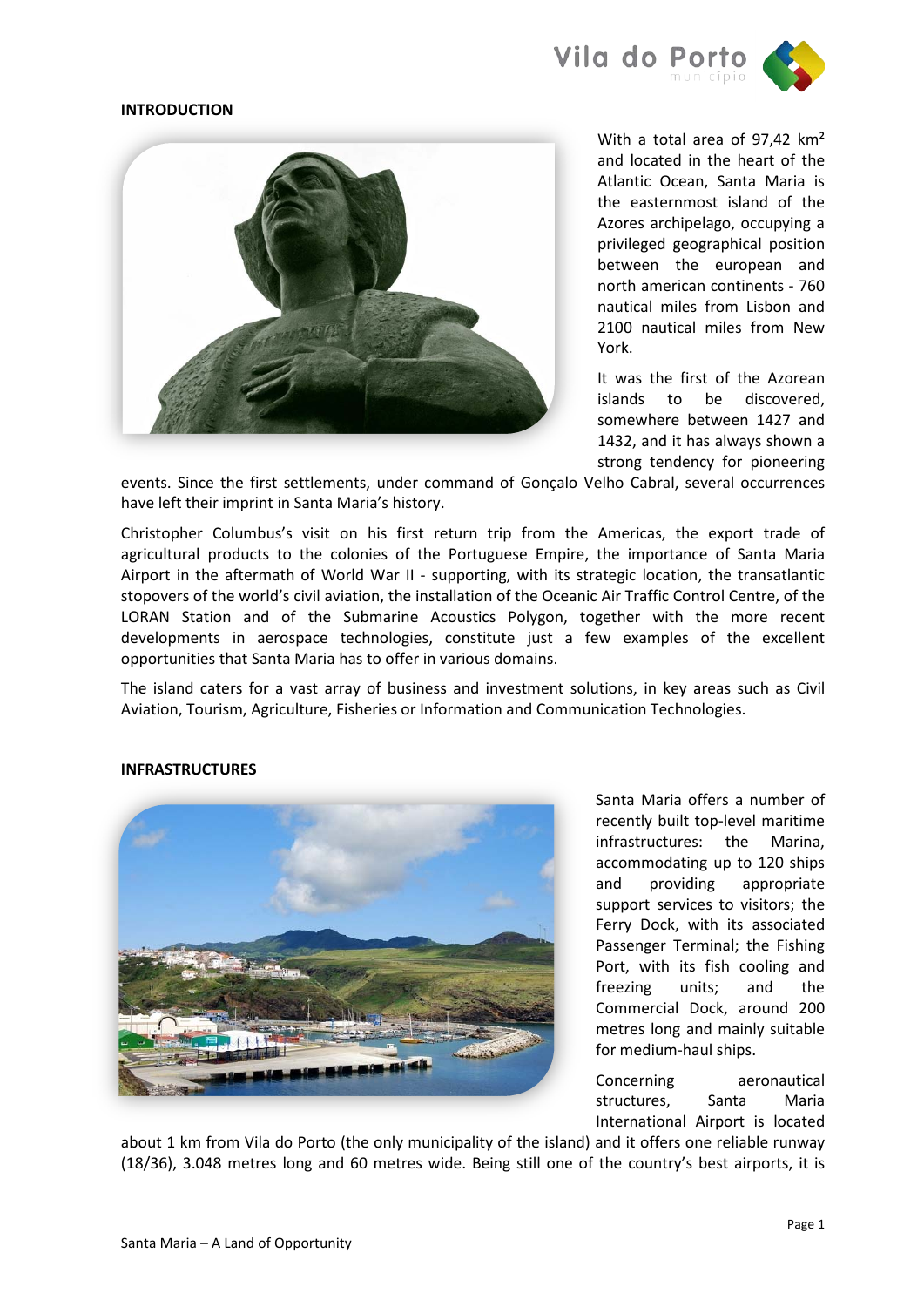## INTRODUCTION

With a total area of 97,42 km² and located in the heart of the Atlantic Ocean, Santa Maria is the easternmost island of the Azores archipelago, occupying a privileged geographical position between the european and north american continents - 760 nautical miles from Lisbon and 2100 nautical miles from New York.

It was the first of the Azorean islands to be discovered, somewhere between 1427 and 1432, and it has always shown a strong tendency for pioneering events. Since the first settlements, under command of Gonçalo Velho Cabral, several occurrences have left their imprint in Santa Maria's history.

Christopher Columbus's visit on his first return trip from the Americas, the export trade of agricultural products to the colonies of the Portuguese Empire, the importance of Santa Maria Airport in the aftermath of World War II - supporting, with its strategic location, the transatlantic stopovers of the world's civil aviation, the installation of the Oceanic Air Traffic Control Centre, of the LORAN Station and of the Submarine Acoustics Polygon, together with the more recent developments in aerospace technologies, constitute just a few examples of the excellent opportunities that Santa Maria has to offer in various domains.

The island caters for a vast array of business and investment solutions, in key areas such as Civil Aviation, Tourism, Agriculture, Fisheries or Information and Communication Technologies.

## INFRASTRUCTURES

Santa Maria offers a number of recently built top-level maritime infrastructures: the Marina, accommodating up to 120 ships and providing appropriate support services to visitors; the Ferry Dock, with its associated Passenger Terminal; the Fishing Port, with its fish cooling and freezing units; and the Commercial Dock, around 200 metres long and mainly suitable for medium-haul ships.

Concerning aeronautical structures, Santa Maria International Airport is located about 1 km from Vila do Porto (the only municipality of the island) and it offers one reliable runway (18/36), 3.048 metres long and 60 metres wide. Being still one of the country's best airports, it is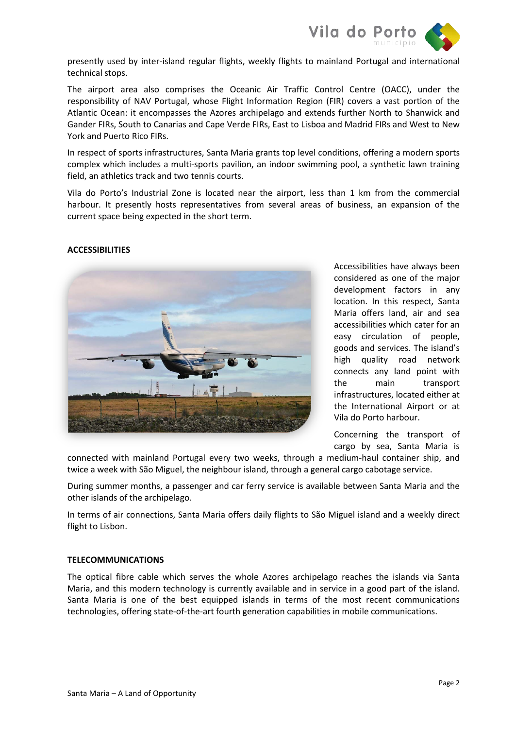presently used by inter-island regular flights, weekly flights to mainland Portugal and international technical stops.

The airport area also comprises the Oceanic Air Traffic Control Centre (OACC), under the responsibility of NAV Portugal, whose Flight Information Region (FIR) covers a vast portion of the Atlantic Ocean: it encompasses the Azores archipelago and extends further North to Shanwick and Gander FIRs, South to Canarias and Cape Verde FIRs, East to Lisboa and Madrid FIRs and West to New York and Puerto Rico FIRs.

In respect of sports infrastructures, Santa Maria grants top level conditions, offering a modern sports complex which includes a multi-sports pavilion, an indoor swimming pool, a synthetic lawn training field, an athletics track and two tennis courts.

Vila do Porto's Industrial Zone is located near the airport, less than 1 km from the commercial harbour. It presently hosts representatives from several areas of business, an expansion of the current space being expected in the short term.

**ACCESSIBILITIES**

Accessibilities have always been considered as one of the major development factors in any location. In this respect, Santa Maria offers land, air and sea accessibilities which cater for an easy circulation of people, goods and services. The island's high quality road network connects any land point with the main transport infrastructures, located either at the International Airport or at Vila do Porto harbour.

Concerning the transport of cargo by sea, Santa Maria is connected with mainland Portugal every two weeks, through a medium-haul container ship, and twice a week with São Miguel, the neighbour island, through a general cargo cabotage service.

During summer months, a passenger and car ferry service is available between Santa Maria and the other islands of the archipelago.

In terms of air connections, Santa Maria offers daily flights to São Miguel island and a weekly direct flight to Lisbon.

**TELECOMMUNICATIONS**

The optical fibre cable which serves the whole Azores archipelago reaches the islands via Santa Maria, and this modern technology is currently available and in service in a good part of the island. Santa Maria is one of the best equipped islands in terms of the most recent communications technologies, offering state-of-the-art fourth generation capabilities in mobile communications.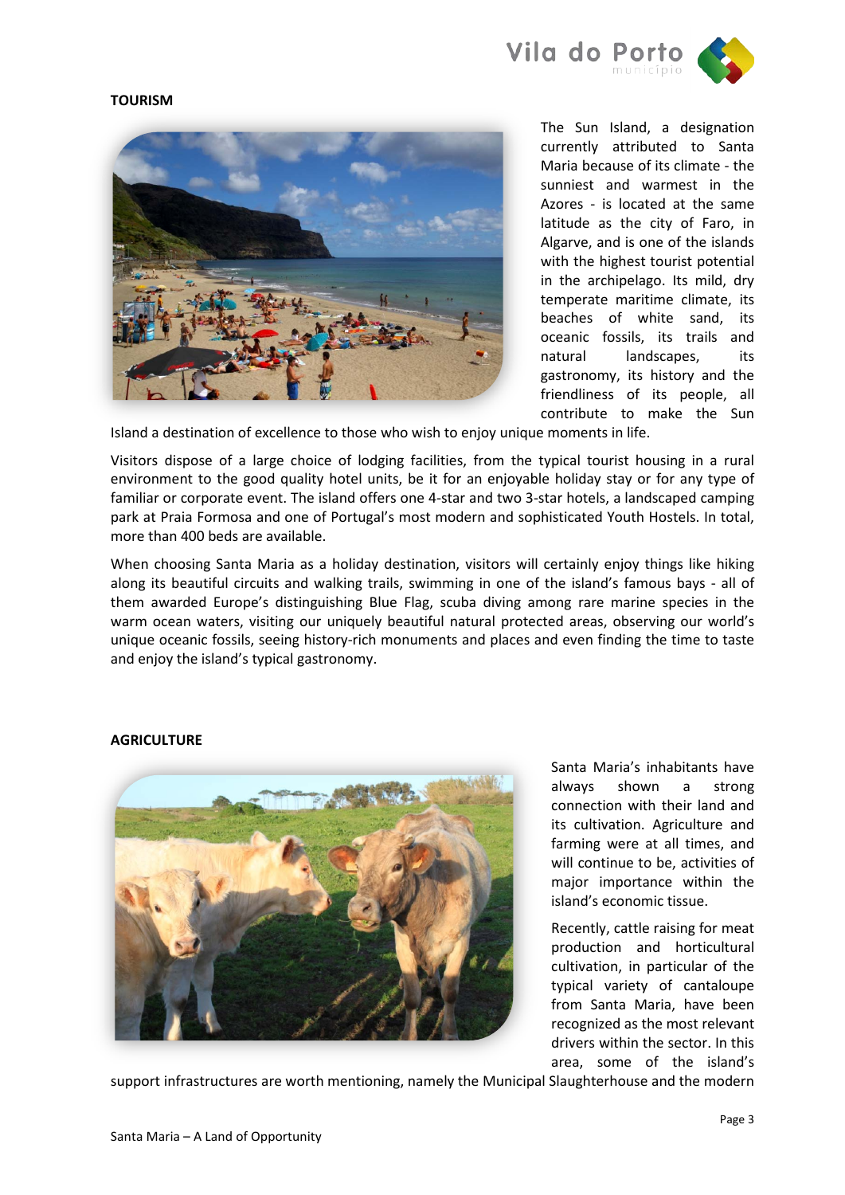## TOURISM

The Sun Island, a designation currently attributed to Santa Maria because of its climate - the sunniest and warmest in the Azores - is located at the same latitude as the city of Faro, in Algarve, and is one of the islands with the highest tourist potential in the archipelago. Its mild, dry temperate maritime climate, its beaches of white sand, its oceanic fossils, its trails and natural landscapes, its gastronomy, its history and the friendliness of its people, all contribute to make the Sun Island a destination of excellence to those who wish to enjoy unique moments in life.

Visitors dispose of a large choice of lodging facilities, from the typical tourist housing in a rural environment to the good quality hotel units, be it for an enjoyable holiday stay or for any type of familiar or corporate event. The island offers one 4-star and two 3-star hotels, a landscaped camping park at Praia Formosa and one of Portugal's most modern and sophisticated Youth Hostels. In total, more than 400 beds are available.

When choosing Santa Maria as a holiday destination, visitors will certainly enjoy things like hiking along its beautiful circuits and walking trails, swimming in one of the island's famous bays - all of them awarded Europe's distinguishing Blue Flag, scuba diving among rare marine species in the warm ocean waters, visiting our uniquely beautiful natural protected areas, observing our world's unique oceanic fossils, seeing history-rich monuments and places and even finding the time to taste and enjoy the island's typical gastronomy.

## AGRICULTURE

Santa Maria's inhabitants have always shown a strong connection with their land and its cultivation. Agriculture and farming were at all times, and will continue to be, activities of major importance within the island's economic tissue.

Recently, cattle raising for meat production and horticultural cultivation, in particular of the typical variety of cantaloupe from Santa Maria, have been recognized as the most relevant drivers within the sector. In this area, some of the island's support infrastructures are worth mentioning, namely the Municipal Slaughterhouse and the modern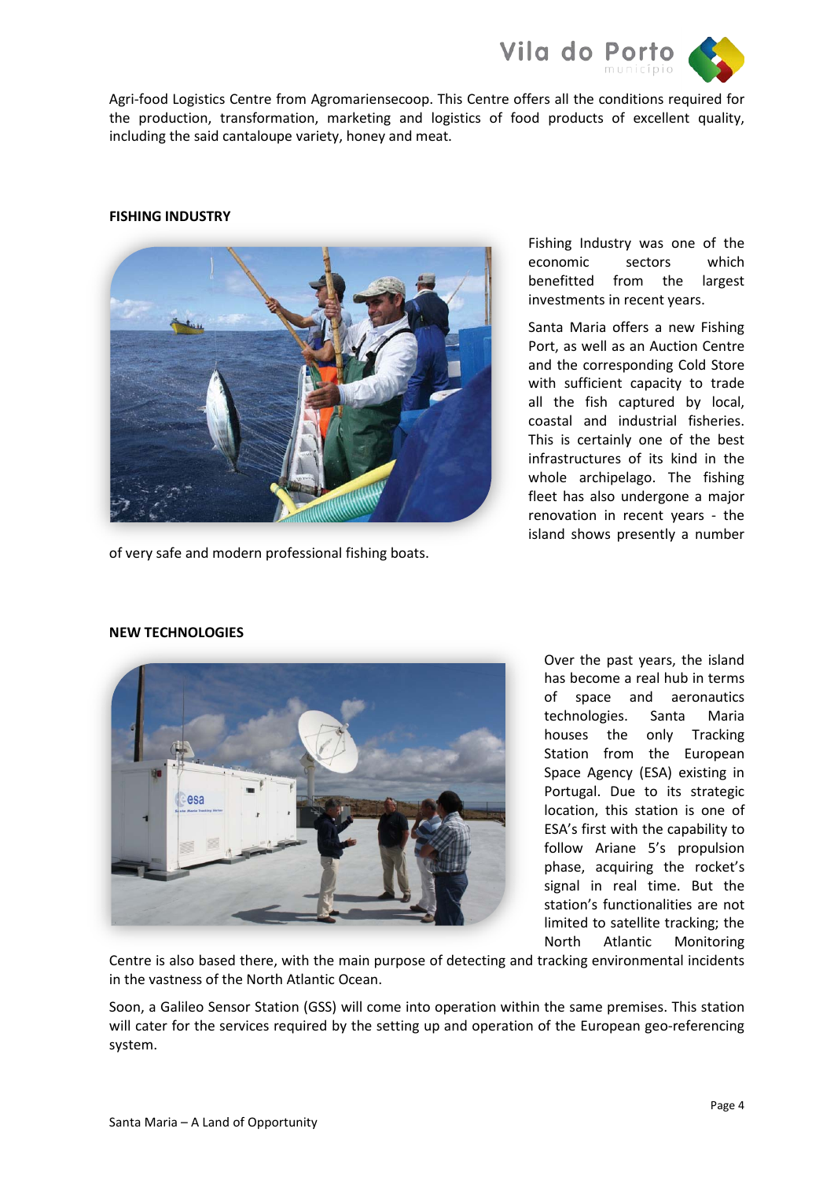Agri-food Logistics Centre from Agromariensecoop. This Centre offers all the conditions required for the production, transformation, marketing and logistics of food products of excellent quality, including the said cantaloupe variety, honey and meat.

**FISHING INDUSTRY**

Fishing Industry was one of the economic sectors which benefitted from the largest investments in recent years.

Santa Maria offers a new Fishing Port, as well as an Auction Centre and the corresponding Cold Store with sufficient capacity to trade all the fish captured by local, coastal and industrial fisheries. This is certainly one of the best infrastructures of its kind in the whole archipelago. The fishing fleet has also undergone a major renovation in recent years - the island shows presently a number of very safe and modern professional fishing boats.

**NEW TECHNOLOGIES**

Over the past years, the island has become a real hub in terms of space and aeronautics technologies. Santa Maria houses the only Tracking Station from the European Space Agency (ESA) existing in Portugal. Due to its strategic location, this station is one of ESA's first with the capability to follow Ariane 5's propulsion phase, acquiring the rocket's signal in real time. But the station's functionalities are not limited to satellite tracking; the North Atlantic Monitoring Centre is also based there, with the main purpose of detecting and tracking environmental incidents in the vastness of the North Atlantic Ocean.

Soon, a Galileo Sensor Station (GSS) will come into operation within the same premises. This station will cater for the services required by the setting up and operation of the European geo-referencing system.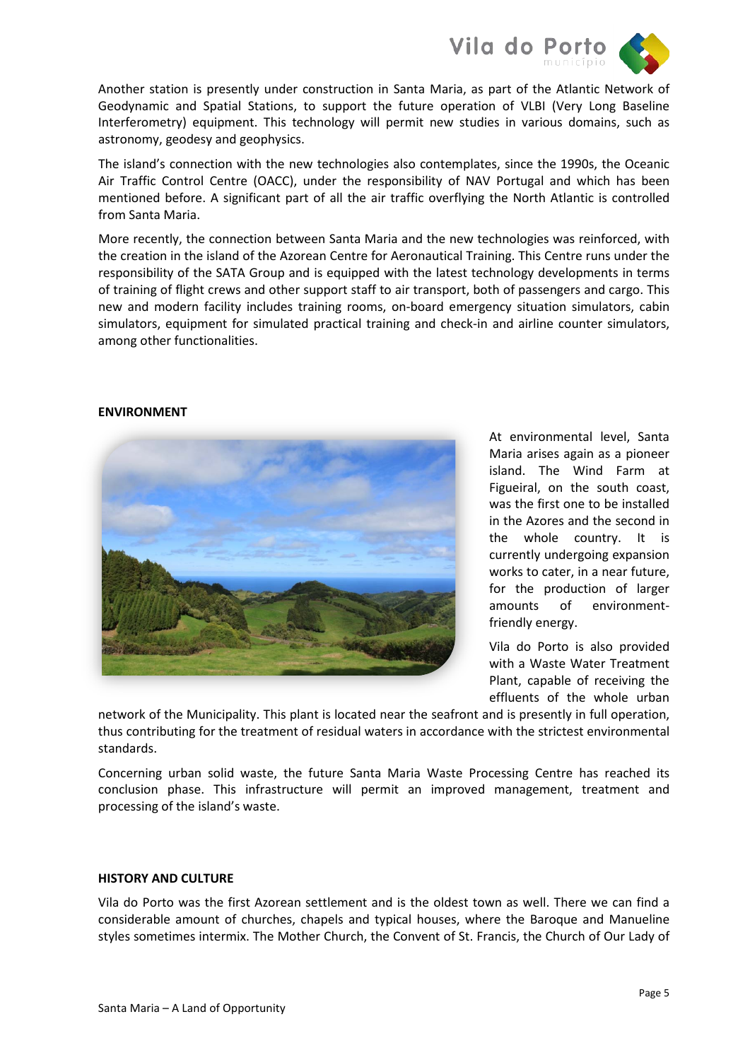Another station is presently under construction in Santa Maria, as part of the Atlantic Network of Geodynamic and Spatial Stations, to support the future operation of VLBI (Very Long Baseline Interferometry) equipment. This technology will permit new studies in various domains, such as astronomy, geodesy and geophysics.

The island's connection with the new technologies also contemplates, since the 1990s, the Oceanic Air Traffic Control Centre (OACC), under the responsibility of NAV Portugal and which has been mentioned before. A significant part of all the air traffic overflying the North Atlantic is controlled from Santa Maria.

More recently, the connection between Santa Maria and the new technologies was reinforced, with the creation in the island of the Azorean Centre for Aeronautical Training. This Centre runs under the responsibility of the SATA Group and is equipped with the latest technology developments in terms of training of flight crews and other support staff to air transport, both of passengers and cargo. This new and modern facility includes training rooms, on-board emergency situation simulators, cabin simulators, equipment for simulated practical training and check-in and airline counter simulators, among other functionalities.

**ENVIRONMENT**

At environmental level, Santa Maria arises again as a pioneer island. The Wind Farm at Figueiral, on the south coast, was the first one to be installed in the Azores and the second in the whole country. It is currently undergoing expansion works to cater, in a near future, for the production of larger amounts of environment-friendly energy.

Vila do Porto is also provided with a Waste Water Treatment Plant, capable of receiving the effluents of the whole urban network of the Municipality. This plant is located near the seafront and is presently in full operation, thus contributing for the treatment of residual waters in accordance with the strictest environmental standards.

Concerning urban solid waste, the future Santa Maria Waste Processing Centre has reached its conclusion phase. This infrastructure will permit an improved management, treatment and processing of the island's waste.

**HISTORY AND CULTURE**

Vila do Porto was the first Azorean settlement and is the oldest town as well. There we can find a considerable amount of churches, chapels and typical houses, where the Baroque and Manueline styles sometimes intermix. The Mother Church, the Convent of St. Francis, the Church of Our Lady of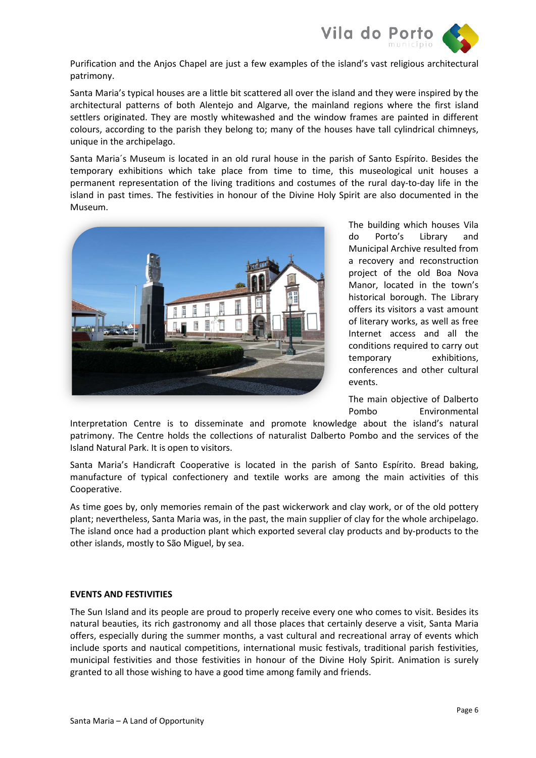Purification and the Anjos Chapel are just a few examples of the island's vast religious architectural patrimony.

Santa Maria's typical houses are a little bit scattered all over the island and they were inspired by the architectural patterns of both Alentejo and Algarve, the mainland regions where the first island settlers originated. They are mostly whitewashed and the window frames are painted in different colours, according to the parish they belong to; many of the houses have tall cylindrical chimneys, unique in the archipelago.

Santa Maria´s Museum is located in an old rural house in the parish of Santo Espírito. Besides the temporary exhibitions which take place from time to time, this museological unit houses a permanent representation of the living traditions and costumes of the rural day-to-day life in the island in past times. The festivities in honour of the Divine Holy Spirit are also documented in the Museum.

The building which houses Vila do Porto's Library and Municipal Archive resulted from a recovery and reconstruction project of the old Boa Nova Manor, located in the town's historical borough. The Library offers its visitors a vast amount of literary works, as well as free Internet access and all the conditions required to carry out temporary exhibitions, conferences and other cultural events.

The main objective of Dalberto Pombo Environmental Interpretation Centre is to disseminate and promote knowledge about the island's natural patrimony. The Centre holds the collections of naturalist Dalberto Pombo and the services of the Island Natural Park. It is open to visitors.

Santa Maria's Handicraft Cooperative is located in the parish of Santo Espírito. Bread baking, manufacture of typical confectionery and textile works are among the main activities of this Cooperative.

As time goes by, only memories remain of the past wickerwork and clay work, or of the old pottery plant; nevertheless, Santa Maria was, in the past, the main supplier of clay for the whole archipelago. The island once had a production plant which exported several clay products and by-products to the other islands, mostly to São Miguel, by sea.

**EVENTS AND FESTIVITIES**

The Sun Island and its people are proud to properly receive every one who comes to visit. Besides its natural beauties, its rich gastronomy and all those places that certainly deserve a visit, Santa Maria offers, especially during the summer months, a vast cultural and recreational array of events which include sports and nautical competitions, international music festivals, traditional parish festivities, municipal festivities and those festivities in honour of the Divine Holy Spirit. Animation is surely granted to all those wishing to have a good time among family and friends.